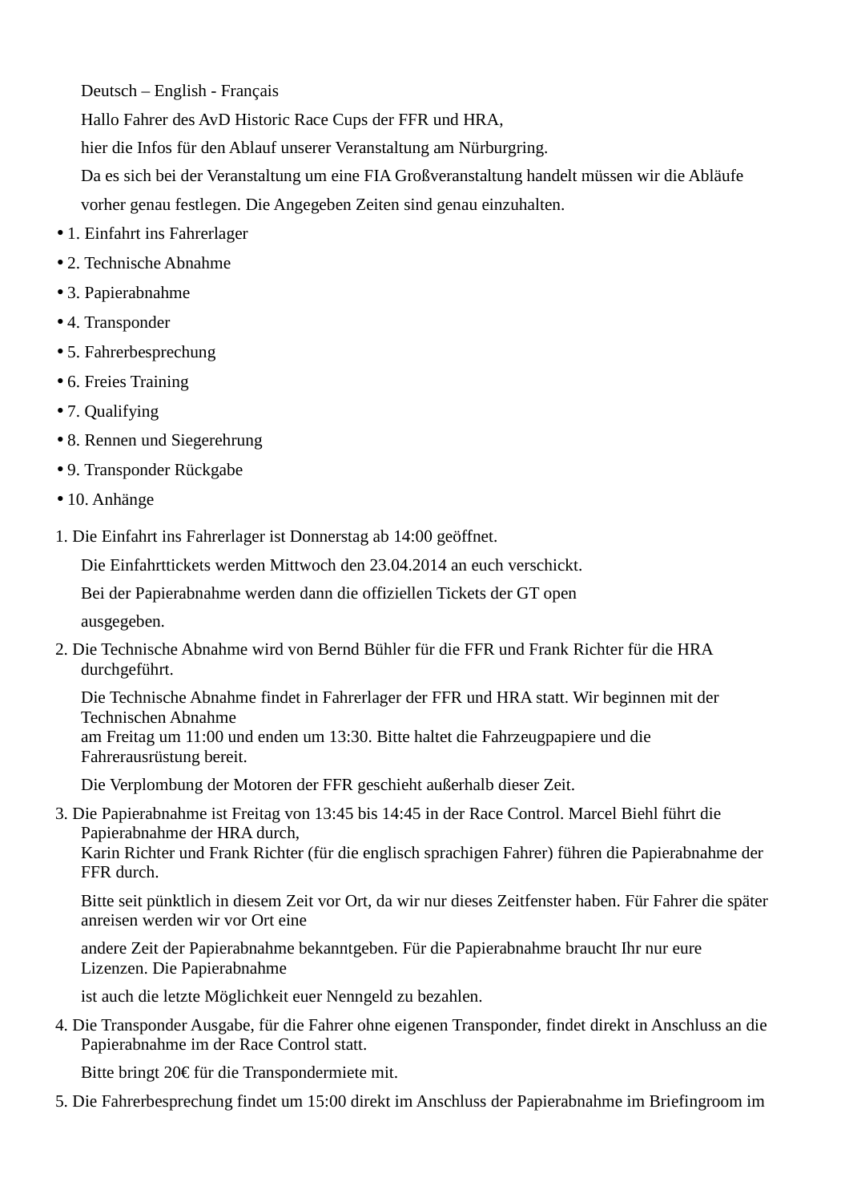Deutsch – English - Français

Hallo Fahrer des AvD Historic Race Cups der FFR und HRA,

hier die Infos für den Ablauf unserer Veranstaltung am Nürburgring.

Da es sich bei der Veranstaltung um eine FIA Großveranstaltung handelt müssen wir die Abläufe vorher genau festlegen. Die Angegeben Zeiten sind genau einzuhalten.

- 1. Einfahrt ins Fahrerlager
- 2. Technische Abnahme
- 3. Papierabnahme
- 4. Transponder
- 5. Fahrerbesprechung
- 6. Freies Training
- 7. Qualifying
- 8. Rennen und Siegerehrung
- 9. Transponder Rückgabe
- 10. Anhänge

1. Die Einfahrt ins Fahrerlager ist Donnerstag ab 14:00 geöffnet.

   Die Einfahrttickets werden Mittwoch den 23.04.2014 an euch verschickt.

   Bei der Papierabnahme werden dann die offiziellen Tickets der GT open ausgegeben.

2. Die Technische Abnahme wird von Bernd Bühler für die FFR und Frank Richter für die HRA durchgeführt.

   Die Technische Abnahme findet in Fahrerlager der FFR und HRA statt. Wir beginnen mit der Technischen Abnahme am Freitag um 11:00 und enden um 13:30. Bitte haltet die Fahrzeugpapiere und die Fahrerausrüstung bereit.

   Die Verplombung der Motoren der FFR geschieht außerhalb dieser Zeit.

3. Die Papierabnahme ist Freitag von 13:45 bis 14:45 in der Race Control. Marcel Biehl führt die Papierabnahme der HRA durch, Karin Richter und Frank Richter (für die englisch sprachigen Fahrer) führen die Papierabnahme der FFR durch.

   Bitte seit pünktlich in diesem Zeit vor Ort, da wir nur dieses Zeitfenster haben. Für Fahrer die später anreisen werden wir vor Ort eine andere Zeit der Papierabnahme bekanntgeben. Für die Papierabnahme braucht Ihr nur eure Lizenzen. Die Papierabnahme ist auch die letzte Möglichkeit euer Nenngeld zu bezahlen.

4. Die Transponder Ausgabe, für die Fahrer ohne eigenen Transponder, findet direkt in Anschluss an die Papierabnahme im der Race Control statt.

   Bitte bringt 20€ für die Transpondermiete mit.

5. Die Fahrerbesprechung findet um 15:00 direkt im Anschluss der Papierabnahme im Briefingroom im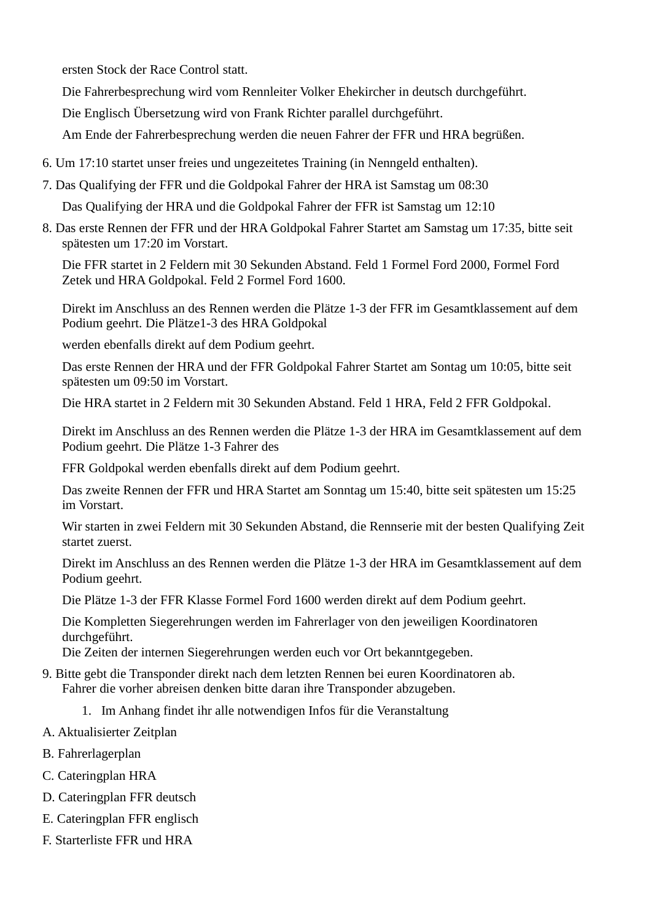ersten Stock der Race Control statt.

Die Fahrerbesprechung wird vom Rennleiter Volker Ehekircher in deutsch durchgeführt.

Die Englisch Übersetzung wird von Frank Richter parallel durchgeführt.

Am Ende der Fahrerbesprechung werden die neuen Fahrer der FFR und HRA begrüßen.

6. Um 17:10 startet unser freies und ungezeitetes Training (in Nenngeld enthalten).

7. Das Qualifying der FFR und die Goldpokal Fahrer der HRA ist Samstag um 08:30

   Das Qualifying der HRA und die Goldpokal Fahrer der FFR ist Samstag um 12:10

8. Das erste Rennen der FFR und der HRA Goldpokal Fahrer Startet am Samstag um 17:35, bitte seit spätesten um 17:20 im Vorstart.

   Die FFR startet in 2 Feldern mit 30 Sekunden Abstand. Feld 1 Formel Ford 2000, Formel Ford Zetek und HRA Goldpokal. Feld 2 Formel Ford 1600.

   Direkt im Anschluss an des Rennen werden die Plätze 1-3 der FFR im Gesamtklassement auf dem Podium geehrt. Die Plätze1-3 des HRA Goldpokal

   werden ebenfalls direkt auf dem Podium geehrt.

   Das erste Rennen der HRA und der FFR Goldpokal Fahrer Startet am Sontag um 10:05, bitte seit spätesten um 09:50 im Vorstart.

   Die HRA startet in 2 Feldern mit 30 Sekunden Abstand. Feld 1 HRA, Feld 2 FFR Goldpokal.

   Direkt im Anschluss an des Rennen werden die Plätze 1-3 der HRA im Gesamtklassement auf dem Podium geehrt. Die Plätze 1-3 Fahrer des

   FFR Goldpokal werden ebenfalls direkt auf dem Podium geehrt.

   Das zweite Rennen der FFR und HRA Startet am Sonntag um 15:40, bitte seit spätesten um 15:25 im Vorstart.

   Wir starten in zwei Feldern mit 30 Sekunden Abstand, die Rennserie mit der besten Qualifying Zeit startet zuerst.

   Direkt im Anschluss an des Rennen werden die Plätze 1-3 der HRA im Gesamtklassement auf dem Podium geehrt.

   Die Plätze 1-3 der FFR Klasse Formel Ford 1600 werden direkt auf dem Podium geehrt.

   Die Kompletten Siegerehrungen werden im Fahrerlager von den jeweiligen Koordinatoren durchgeführt.
   Die Zeiten der internen Siegerehrungen werden euch vor Ort bekanntgegeben.

9. Bitte gebt die Transponder direkt nach dem letzten Rennen bei euren Koordinatoren ab.
   Fahrer die vorher abreisen denken bitte daran ihre Transponder abzugeben.

   1. Im Anhang findet ihr alle notwendigen Infos für die Veranstaltung

A. Aktualisierter Zeitplan

B. Fahrerlagerplan

C. Cateringplan HRA

D. Cateringplan FFR deutsch

E. Cateringplan FFR englisch

F. Starterliste FFR und HRA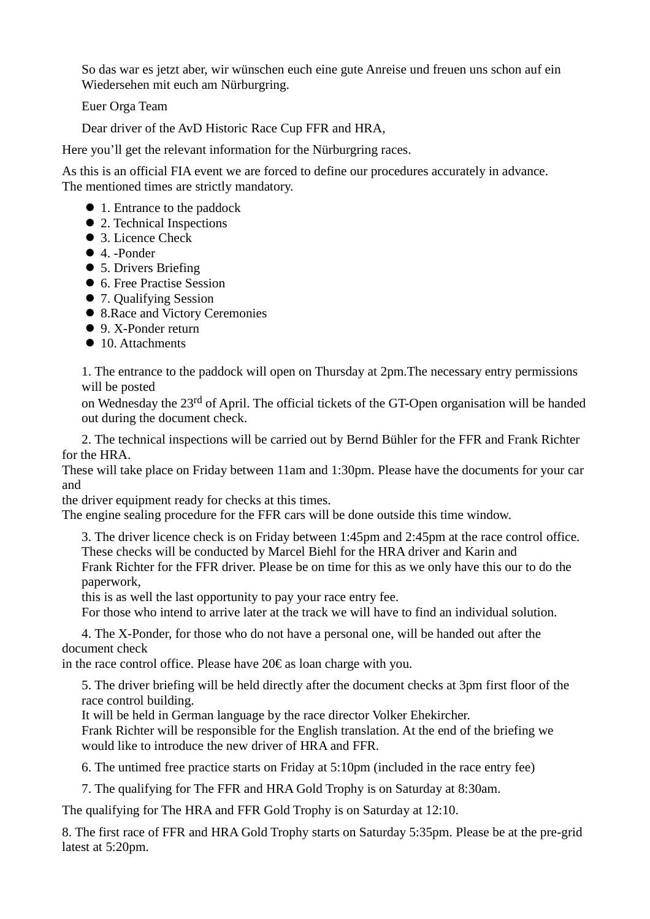So das war es jetzt aber, wir wünschen euch eine gute Anreise und freuen uns schon auf ein Wiedersehen mit euch am Nürburgring.

Euer Orga Team

Dear driver of the AvD Historic Race Cup FFR and HRA,

Here you'll get the relevant information for the Nürburgring races.

As this is an official FIA event we are forced to define our procedures accurately in advance. The mentioned times are strictly mandatory.

- 1. Entrance to the paddock
- 2. Technical Inspections
- 3. Licence Check
- 4. -Ponder
- 5. Drivers Briefing
- 6. Free Practise Session
- 7. Qualifying Session
- 8.Race and Victory Ceremonies
- 9. X-Ponder return
- 10. Attachments

1. The entrance to the paddock will open on Thursday at 2pm.The necessary entry permissions will be posted
on Wednesday the 23rd of April. The official tickets of the GT-Open organisation will be handed out during the document check.

2. The technical inspections will be carried out by Bernd Bühler for the FFR and Frank Richter for the HRA.
These will take place on Friday between 11am and 1:30pm. Please have the documents for your car and
the driver equipment ready for checks at this times.
The engine sealing procedure for the FFR cars will be done outside this time window.

3. The driver licence check is on Friday between 1:45pm and 2:45pm at the race control office.
These checks will be conducted by Marcel Biehl for the HRA driver and Karin and
Frank Richter for the FFR driver. Please be on time for this as we only have this our to do the paperwork,
this is as well the last opportunity to pay your race entry fee.
For those who intend to arrive later at the track we will have to find an individual solution.

4. The X-Ponder, for those who do not have a personal one, will be handed out after the document check
in the race control office. Please have 20€ as loan charge with you.

5. The driver briefing will be held directly after the document checks at 3pm first floor of the race control building.
It will be held in German language by the race director Volker Ehekircher.
Frank Richter will be responsible for the English translation. At the end of the briefing we would like to introduce the new driver of HRA and FFR.

6. The untimed free practice starts on Friday at 5:10pm (included in the race entry fee)

7. The qualifying for The FFR and HRA Gold Trophy is on Saturday at 8:30am.

The qualifying for The HRA and FFR Gold Trophy is on Saturday at 12:10.

8. The first race of FFR and HRA Gold Trophy starts on Saturday 5:35pm. Please be at the pre-grid latest at 5:20pm.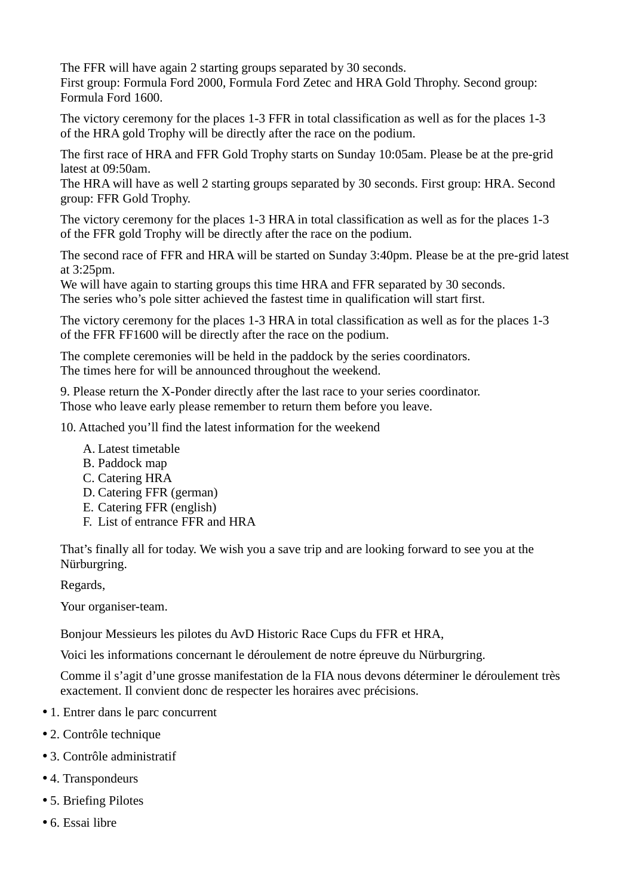The FFR will have again 2 starting groups separated by 30 seconds.
First group: Formula Ford 2000, Formula Ford Zetec and HRA Gold Throphy. Second group: Formula Ford 1600.

The victory ceremony for the places 1-3 FFR in total classification as well as for the places 1-3 of the HRA gold Trophy will be directly after the race on the podium.

The first race of HRA and FFR Gold Trophy starts on Sunday 10:05am. Please be at the pre-grid latest at 09:50am.
The HRA will have as well 2 starting groups separated by 30 seconds. First group: HRA. Second group: FFR Gold Trophy.

The victory ceremony for the places 1-3 HRA in total classification as well as for the places 1-3 of the FFR gold Trophy will be directly after the race on the podium.

The second race of FFR and HRA will be started on Sunday 3:40pm. Please be at the pre-grid latest at 3:25pm.
We will have again to starting groups this time HRA and FFR separated by 30 seconds.
The series who's pole sitter achieved the fastest time in qualification will start first.

The victory ceremony for the places 1-3 HRA in total classification as well as for the places 1-3 of the FFR FF1600 will be directly after the race on the podium.

The complete ceremonies will be held in the paddock by the series coordinators.
The times here for will be announced throughout the weekend.

9. Please return the X-Ponder directly after the last race to your series coordinator.
Those who leave early please remember to return them before you leave.

10. Attached you'll find the latest information for the weekend

A. Latest timetable
B. Paddock map
C. Catering HRA
D. Catering FFR (german)
E. Catering FFR (english)
F. List of entrance FFR and HRA

That's finally all for today. We wish you a save trip and are looking forward to see you at the Nürburgring.

Regards,

Your organiser-team.

Bonjour Messieurs les pilotes du AvD Historic Race Cups du FFR et HRA,

Voici les informations concernant le déroulement de notre épreuve du Nürburgring.

Comme il s'agit d'une grosse manifestation de la FIA nous devons déterminer le déroulement très exactement. Il convient donc de respecter les horaires avec précisions.

- 1. Entrer dans le parc concurrent
- 2. Contrôle technique
- 3. Contrôle administratif
- 4. Transpondeurs
- 5. Briefing Pilotes
- 6. Essai libre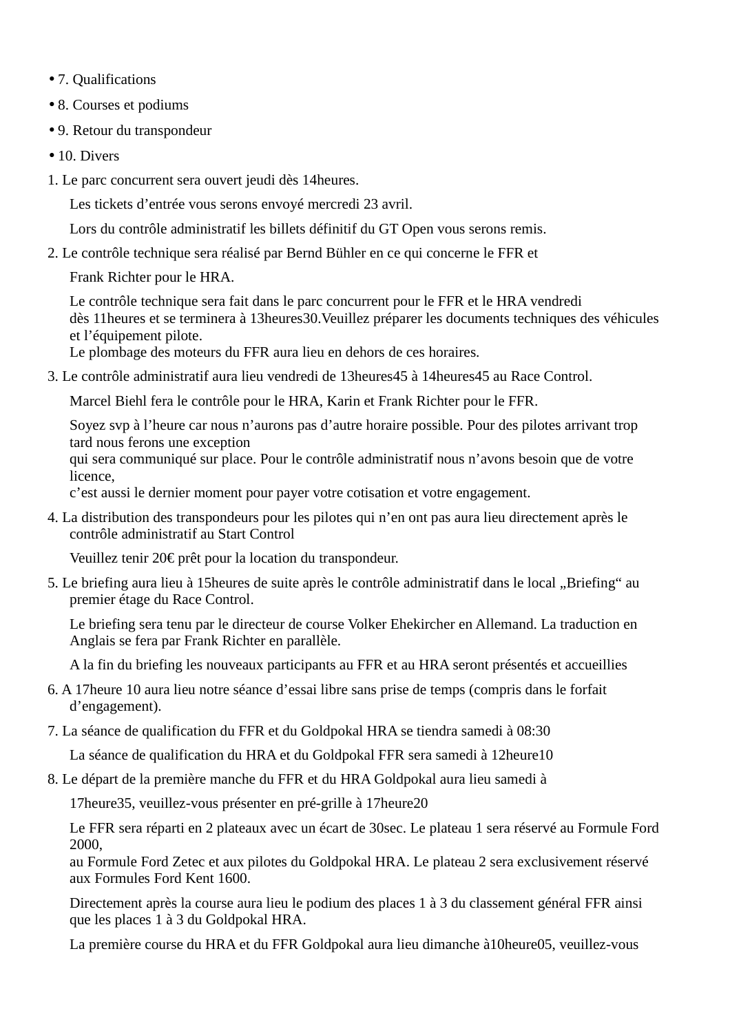- 7. Qualifications
- 8. Courses et podiums
- 9. Retour du transpondeur
- 10. Divers

1. Le parc concurrent sera ouvert jeudi dès 14heures.

   Les tickets d'entrée vous serons envoyé mercredi 23 avril.

   Lors du contrôle administratif les billets définitif du GT Open vous serons remis.

2. Le contrôle technique sera réalisé par Bernd Bühler en ce qui concerne le FFR et

   Frank Richter pour le HRA.

   Le contrôle technique sera fait dans le parc concurrent pour le FFR et le HRA vendredi dès 11heures et se terminera à 13heures30.Veuillez préparer les documents techniques des véhicules et l'équipement pilote.
   Le plombage des moteurs du FFR aura lieu en dehors de ces horaires.

3. Le contrôle administratif aura lieu vendredi de 13heures45 à 14heures45 au Race Control.

   Marcel Biehl fera le contrôle pour le HRA, Karin et Frank Richter pour le FFR.

   Soyez svp à l'heure car nous n'aurons pas d'autre horaire possible. Pour des pilotes arrivant trop tard nous ferons une exception
   qui sera communiqué sur place. Pour le contrôle administratif nous n'avons besoin que de votre licence,
   c'est aussi le dernier moment pour payer votre cotisation et votre engagement.

4. La distribution des transpondeurs pour les pilotes qui n'en ont pas aura lieu directement après le contrôle administratif au Start Control

   Veuillez tenir 20€ prêt pour la location du transpondeur.

5. Le briefing aura lieu à 15heures de suite après le contrôle administratif dans le local „Briefing" au premier étage du Race Control.

   Le briefing sera tenu par le directeur de course Volker Ehekircher en Allemand. La traduction en Anglais se fera par Frank Richter en parallèle.

   A la fin du briefing les nouveaux participants au FFR et au HRA seront présentés et accueillies

6. A 17heure 10 aura lieu notre séance d'essai libre sans prise de temps (compris dans le forfait d'engagement).

7. La séance de qualification du FFR et du Goldpokal HRA se tiendra samedi à 08:30

   La séance de qualification du HRA et du Goldpokal FFR sera samedi à 12heure10

8. Le départ de la première manche du FFR et du HRA Goldpokal aura lieu samedi à

   17heure35, veuillez-vous présenter en pré-grille à 17heure20

   Le FFR sera réparti en 2 plateaux avec un écart de 30sec. Le plateau 1 sera réservé au Formule Ford 2000,
   au Formule Ford Zetec et aux pilotes du Goldpokal HRA. Le plateau 2 sera exclusivement réservé aux Formules Ford Kent 1600.

   Directement après la course aura lieu le podium des places 1 à 3 du classement général FFR ainsi que les places 1 à 3 du Goldpokal HRA.

   La première course du HRA et du FFR Goldpokal aura lieu dimanche à10heure05, veuillez-vous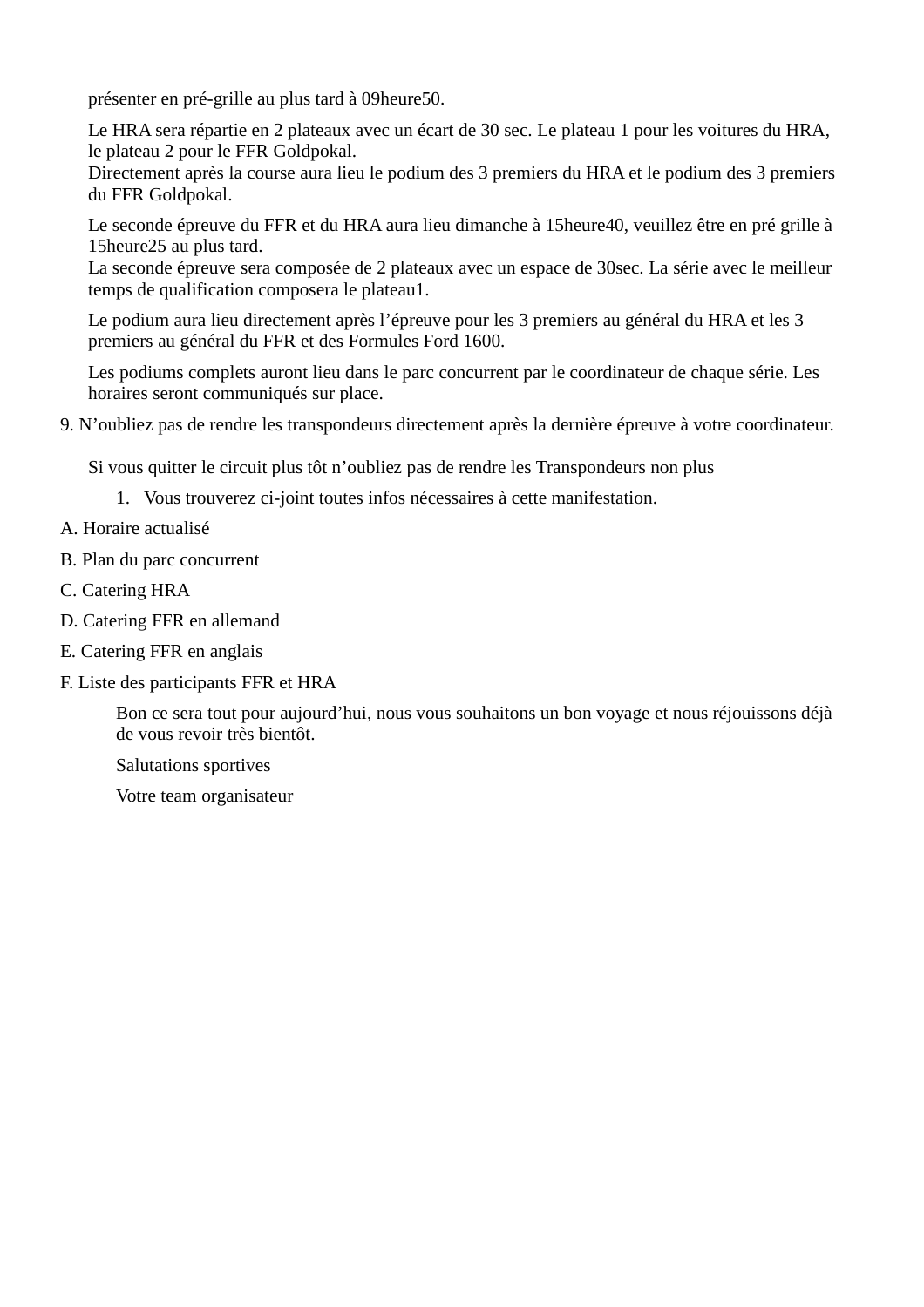présenter en pré-grille au plus tard à 09heure50.

Le HRA sera répartie en 2 plateaux avec un écart de 30 sec. Le plateau 1 pour les voitures du HRA, le plateau 2 pour le FFR Goldpokal.
Directement après la course aura lieu le podium des 3 premiers du HRA et le podium des 3 premiers du FFR Goldpokal.

Le seconde épreuve du FFR et du HRA aura lieu dimanche à 15heure40, veuillez être en pré grille à 15heure25 au plus tard.
La seconde épreuve sera composée de 2 plateaux avec un espace de 30sec. La série avec le meilleur temps de qualification composera le plateau1.

Le podium aura lieu directement après l'épreuve pour les 3 premiers au général du HRA et les 3 premiers au général du FFR et des Formules Ford 1600.

Les podiums complets auront lieu dans le parc concurrent par le coordinateur de chaque série. Les horaires seront communiqués sur place.

9. N'oubliez pas de rendre les transpondeurs directement après la dernière épreuve à votre coordinateur.

Si vous quitter le circuit plus tôt n'oubliez pas de rendre les Transpondeurs non plus

1. Vous trouverez ci-joint toutes infos nécessaires à cette manifestation.

A. Horaire actualisé

B. Plan du parc concurrent

C. Catering HRA

D. Catering FFR en allemand

E. Catering FFR en anglais

F. Liste des participants FFR et HRA

Bon ce sera tout pour aujourd'hui, nous vous souhaitons un bon voyage et nous réjouissons déjà de vous revoir très bientôt.

Salutations sportives

Votre team organisateur